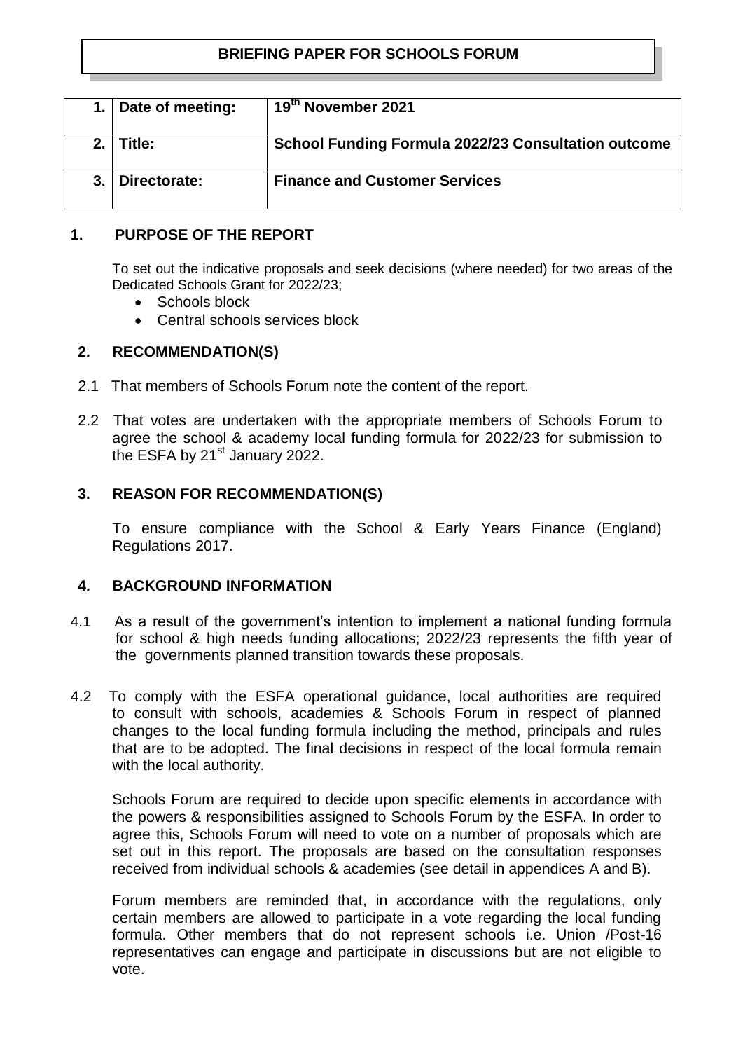**BRIEFING PAPER FOR SCHOOLS FORUM**

| 1. | Date of meeting: | 19th November 2021 |
|---|---|---|
| 2. | Title: | School Funding Formula 2022/23 Consultation outcome |
| 3. | Directorate: | Finance and Customer Services |

## 1. PURPOSE OF THE REPORT

To set out the indicative proposals and seek decisions (where needed) for two areas of the Dedicated Schools Grant for 2022/23;

- Schools block
- Central schools services block

## 2. RECOMMENDATION(S)

2.1 That members of Schools Forum note the content of the report.

2.2 That votes are undertaken with the appropriate members of Schools Forum to agree the school & academy local funding formula for 2022/23 for submission to the ESFA by 21st January 2022.

## 3. REASON FOR RECOMMENDATION(S)

To ensure compliance with the School & Early Years Finance (England) Regulations 2017.

## 4. BACKGROUND INFORMATION

4.1 As a result of the government's intention to implement a national funding formula for school & high needs funding allocations; 2022/23 represents the fifth year of the governments planned transition towards these proposals.

4.2 To comply with the ESFA operational guidance, local authorities are required to consult with schools, academies & Schools Forum in respect of planned changes to the local funding formula including the method, principals and rules that are to be adopted. The final decisions in respect of the local formula remain with the local authority.

Schools Forum are required to decide upon specific elements in accordance with the powers & responsibilities assigned to Schools Forum by the ESFA. In order to agree this, Schools Forum will need to vote on a number of proposals which are set out in this report. The proposals are based on the consultation responses received from individual schools & academies (see detail in appendices A and B).

Forum members are reminded that, in accordance with the regulations, only certain members are allowed to participate in a vote regarding the local funding formula. Other members that do not represent schools i.e. Union /Post-16 representatives can engage and participate in discussions but are not eligible to vote.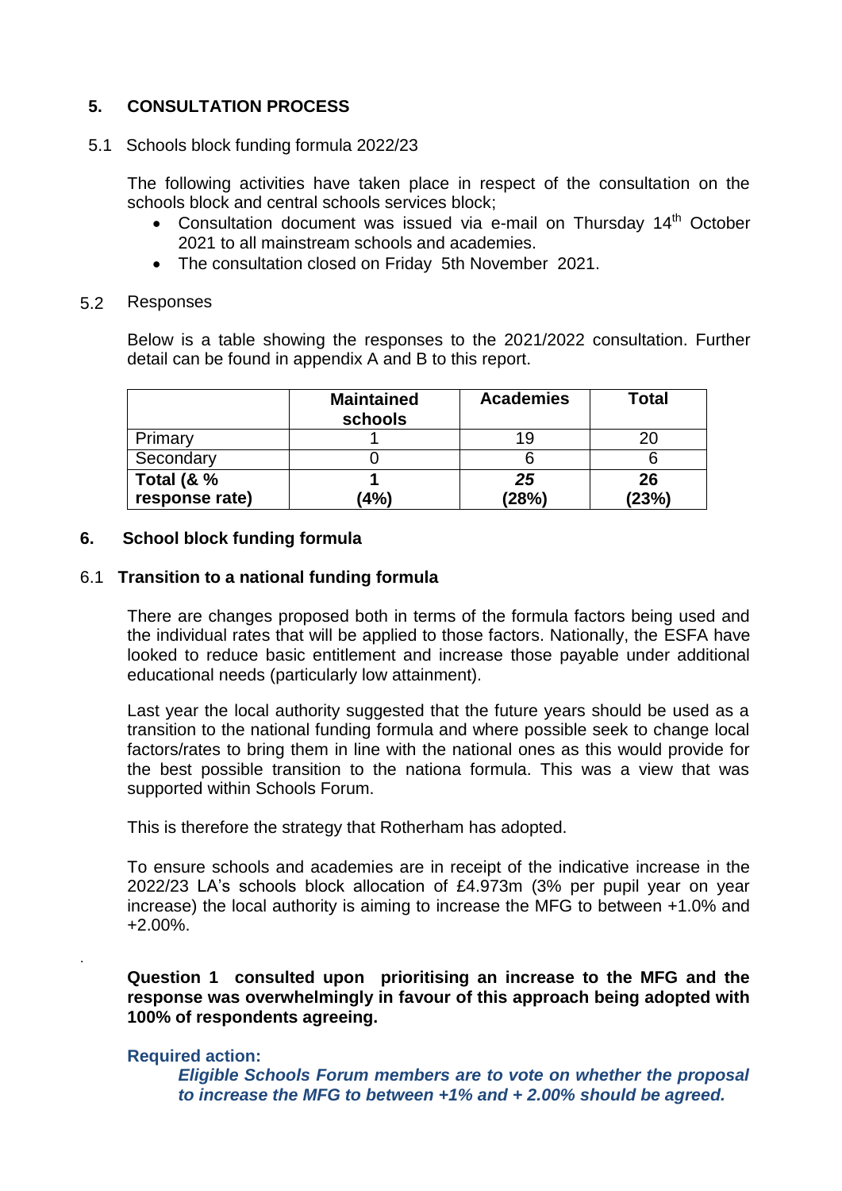## 5. CONSULTATION PROCESS

5.1 Schools block funding formula 2022/23

The following activities have taken place in respect of the consultation on the schools block and central schools services block;

- Consultation document was issued via e-mail on Thursday 14th October 2021 to all mainstream schools and academies.
- The consultation closed on Friday 5th November 2021.

5.2 Responses

Below is a table showing the responses to the 2021/2022 consultation. Further detail can be found in appendix A and B to this report.

| | **Maintained schools** | **Academies** | **Total** |
|---|---|---|---|
| Primary | 1 | 19 | 20 |
| Secondary | 0 | 6 | 6 |
| **Total (& % response rate)** | **1 (4%)** | ***25 (28%)*** | **26 (23%)** |

## 6. School block funding formula

### 6.1 Transition to a national funding formula

There are changes proposed both in terms of the formula factors being used and the individual rates that will be applied to those factors. Nationally, the ESFA have looked to reduce basic entitlement and increase those payable under additional educational needs (particularly low attainment).

Last year the local authority suggested that the future years should be used as a transition to the national funding formula and where possible seek to change local factors/rates to bring them in line with the national ones as this would provide for the best possible transition to the nationa formula. This was a view that was supported within Schools Forum.

This is therefore the strategy that Rotherham has adopted.

To ensure schools and academies are in receipt of the indicative increase in the 2022/23 LA's schools block allocation of £4.973m (3% per pupil year on year increase) the local authority is aiming to increase the MFG to between +1.0% and +2.00%.

**Question 1 consulted upon prioritising an increase to the MFG and the response was overwhelmingly in favour of this approach being adopted with 100% of respondents agreeing.**

**Required action:**

***Eligible Schools Forum members are to vote on whether the proposal to increase the MFG to between +1% and + 2.00% should be agreed.***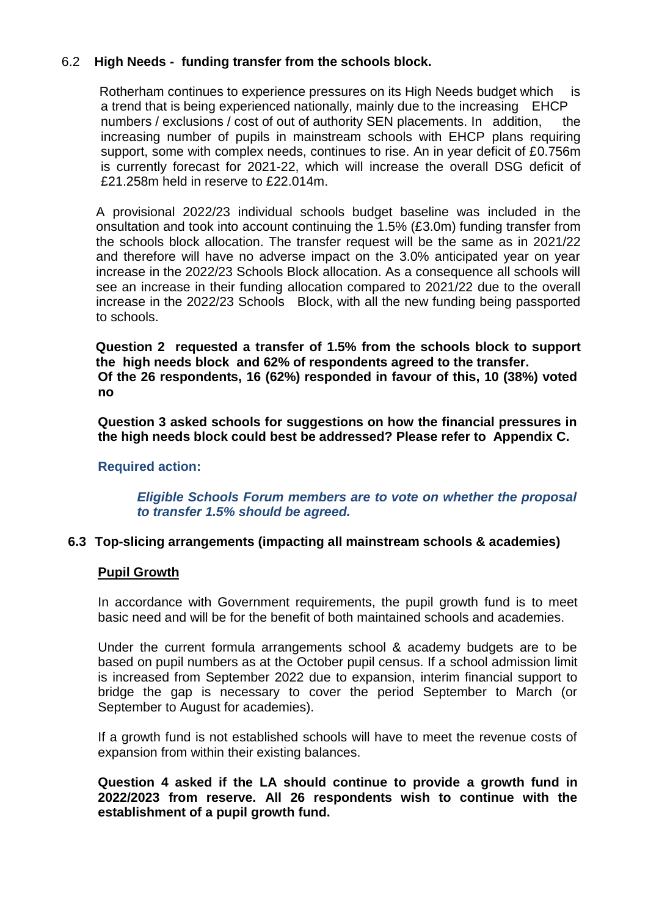### 6.2 High Needs - funding transfer from the schools block.

Rotherham continues to experience pressures on its High Needs budget which is a trend that is being experienced nationally, mainly due to the increasing EHCP numbers / exclusions / cost of out of authority SEN placements. In addition, the increasing number of pupils in mainstream schools with EHCP plans requiring support, some with complex needs, continues to rise. An in year deficit of £0.756m is currently forecast for 2021-22, which will increase the overall DSG deficit of £21.258m held in reserve to £22.014m.

A provisional 2022/23 individual schools budget baseline was included in the onsultation and took into account continuing the 1.5% (£3.0m) funding transfer from the schools block allocation. The transfer request will be the same as in 2021/22 and therefore will have no adverse impact on the 3.0% anticipated year on year increase in the 2022/23 Schools Block allocation. As a consequence all schools will see an increase in their funding allocation compared to 2021/22 due to the overall increase in the 2022/23 Schools Block, with all the new funding being passported to schools.

**Question 2 requested a transfer of 1.5% from the schools block to support the high needs block and 62% of respondents agreed to the transfer. Of the 26 respondents, 16 (62%) responded in favour of this, 10 (38%) voted no**

**Question 3 asked schools for suggestions on how the financial pressures in the high needs block could best be addressed? Please refer to Appendix C.**

**Required action:**

***Eligible Schools Forum members are to vote on whether the proposal to transfer 1.5% should be agreed.***

### 6.3 Top-slicing arrangements (impacting all mainstream schools & academies)

**Pupil Growth**

In accordance with Government requirements, the pupil growth fund is to meet basic need and will be for the benefit of both maintained schools and academies.

Under the current formula arrangements school & academy budgets are to be based on pupil numbers as at the October pupil census. If a school admission limit is increased from September 2022 due to expansion, interim financial support to bridge the gap is necessary to cover the period September to March (or September to August for academies).

If a growth fund is not established schools will have to meet the revenue costs of expansion from within their existing balances.

**Question 4 asked if the LA should continue to provide a growth fund in 2022/2023 from reserve. All 26 respondents wish to continue with the establishment of a pupil growth fund.**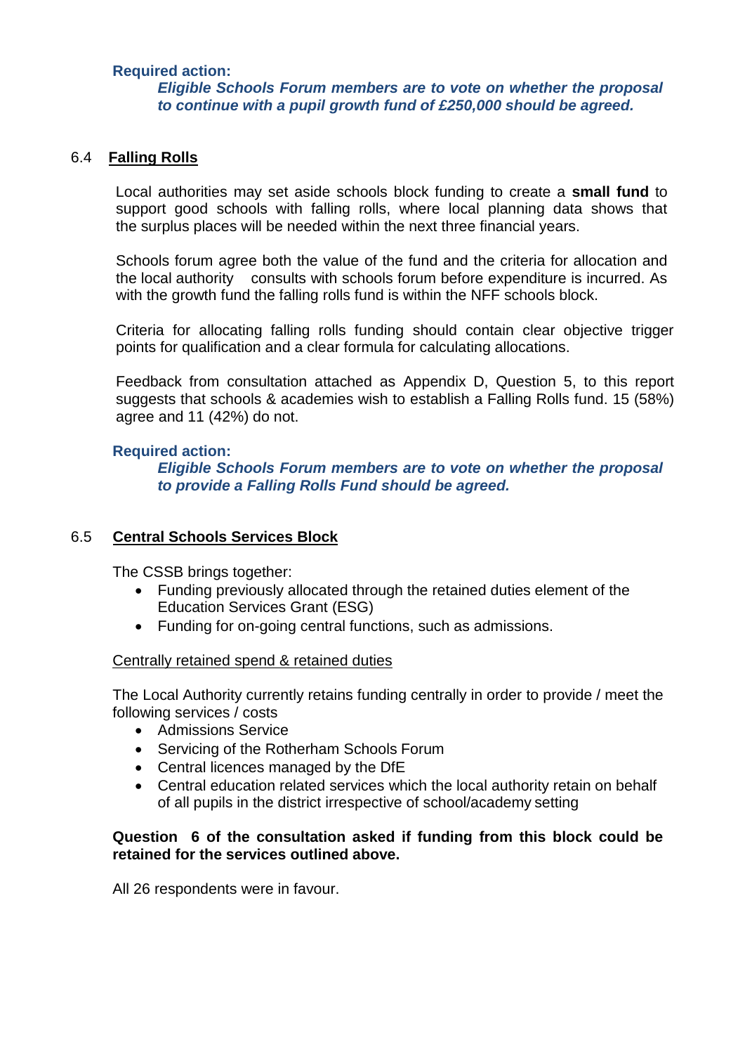**Required action:**

***Eligible Schools Forum members are to vote on whether the proposal to continue with a pupil growth fund of £250,000 should be agreed.***

## 6.4 Falling Rolls

Local authorities may set aside schools block funding to create a **small fund** to support good schools with falling rolls, where local planning data shows that the surplus places will be needed within the next three financial years.

Schools forum agree both the value of the fund and the criteria for allocation and the local authority consults with schools forum before expenditure is incurred. As with the growth fund the falling rolls fund is within the NFF schools block.

Criteria for allocating falling rolls funding should contain clear objective trigger points for qualification and a clear formula for calculating allocations.

Feedback from consultation attached as Appendix D, Question 5, to this report suggests that schools & academies wish to establish a Falling Rolls fund. 15 (58%) agree and 11 (42%) do not.

**Required action:**

***Eligible Schools Forum members are to vote on whether the proposal to provide a Falling Rolls Fund should be agreed.***

## 6.5 Central Schools Services Block

The CSSB brings together:

- Funding previously allocated through the retained duties element of the Education Services Grant (ESG)
- Funding for on-going central functions, such as admissions.

Centrally retained spend & retained duties

The Local Authority currently retains funding centrally in order to provide / meet the following services / costs

- Admissions Service
- Servicing of the Rotherham Schools Forum
- Central licences managed by the DfE
- Central education related services which the local authority retain on behalf of all pupils in the district irrespective of school/academy setting

**Question 6 of the consultation asked if funding from this block could be retained for the services outlined above.**

All 26 respondents were in favour.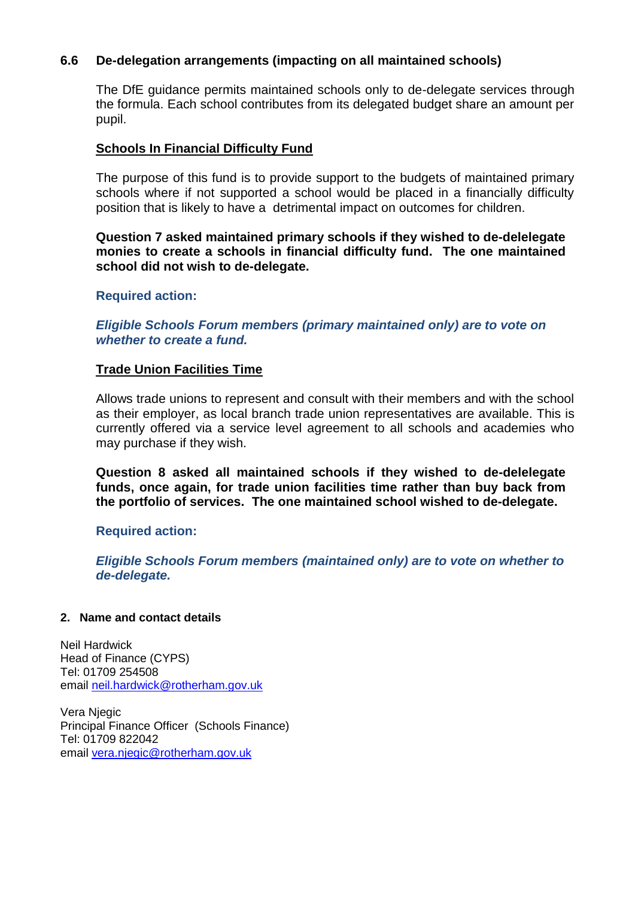### 6.6 De-delegation arrangements (impacting on all maintained schools)

The DfE guidance permits maintained schools only to de-delegate services through the formula. Each school contributes from its delegated budget share an amount per pupil.

**<u>Schools In Financial Difficulty Fund</u>**

The purpose of this fund is to provide support to the budgets of maintained primary schools where if not supported a school would be placed in a financially difficulty position that is likely to have a detrimental impact on outcomes for children.

**Question 7 asked maintained primary schools if they wished to de-delelegate monies to create a schools in financial difficulty fund. The one maintained school did not wish to de-delegate.**

**Required action:**

***Eligible Schools Forum members (primary maintained only) are to vote on whether to create a fund.***

**<u>Trade Union Facilities Time</u>**

Allows trade unions to represent and consult with their members and with the school as their employer, as local branch trade union representatives are available. This is currently offered via a service level agreement to all schools and academies who may purchase if they wish.

**Question 8 asked all maintained schools if they wished to de-delelegate funds, once again, for trade union facilities time rather than buy back from the portfolio of services. The one maintained school wished to de-delegate.**

**Required action:**

***Eligible Schools Forum members (maintained only) are to vote on whether to de-delegate.***

## 2. Name and contact details

Neil Hardwick
Head of Finance (CYPS)
Tel: 01709 254508
email neil.hardwick@rotherham.gov.uk

Vera Njegic
Principal Finance Officer (Schools Finance)
Tel: 01709 822042
email vera.njegic@rotherham.gov.uk